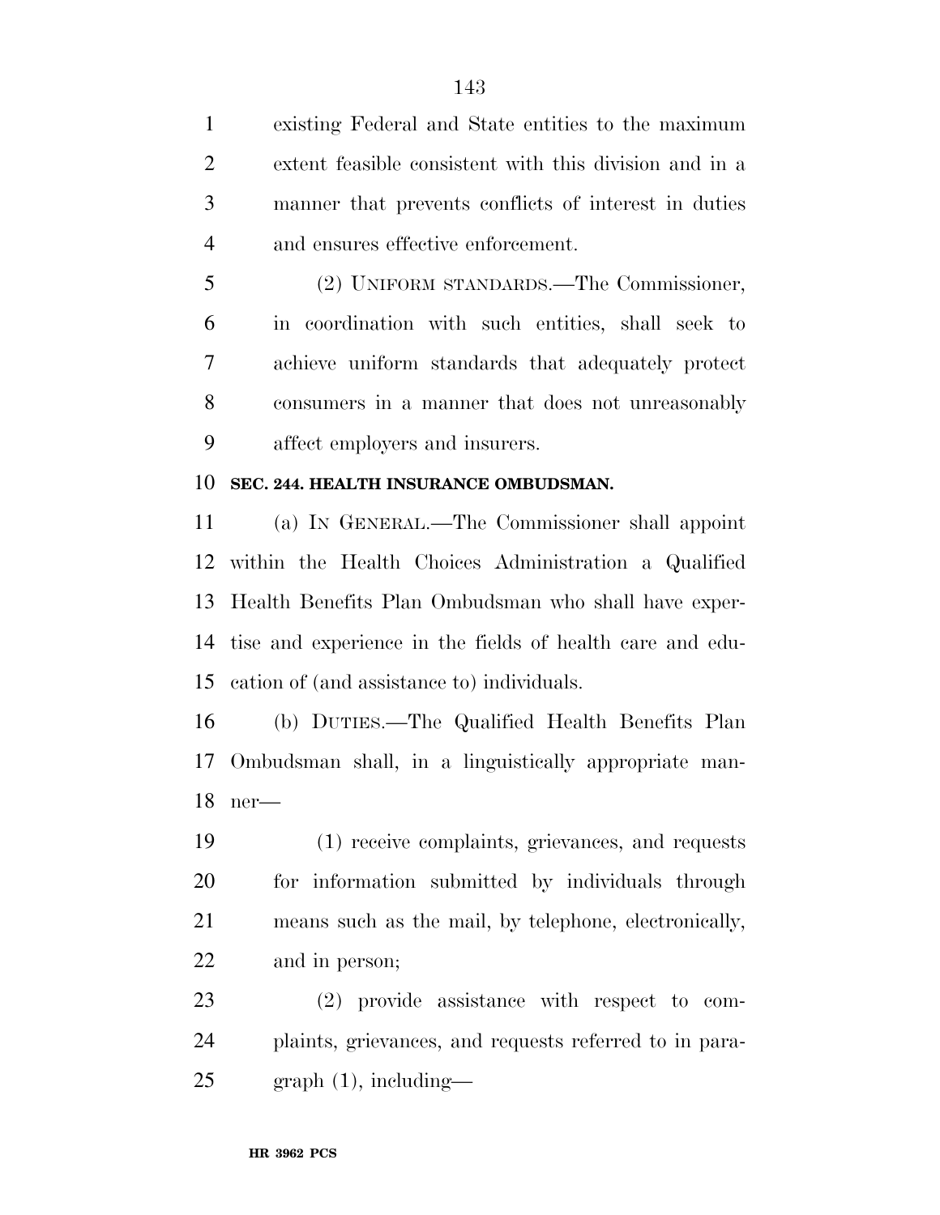existing Federal and State entities to the maximum extent feasible consistent with this division and in a manner that prevents conflicts of interest in duties and ensures effective enforcement.

(2) UNIFORM STANDARDS.—The Commissioner, in coordination with such entities, shall seek to achieve uniform standards that adequately protect consumers in a manner that does not unreasonably affect employers and insurers.

**SEC. 244. HEALTH INSURANCE OMBUDSMAN.**

(a) IN GENERAL.—The Commissioner shall appoint within the Health Choices Administration a Qualified Health Benefits Plan Ombudsman who shall have expertise and experience in the fields of health care and education of (and assistance to) individuals.

(b) DUTIES.—The Qualified Health Benefits Plan Ombudsman shall, in a linguistically appropriate manner—

(1) receive complaints, grievances, and requests for information submitted by individuals through means such as the mail, by telephone, electronically, and in person;

(2) provide assistance with respect to complaints, grievances, and requests referred to in paragraph (1), including—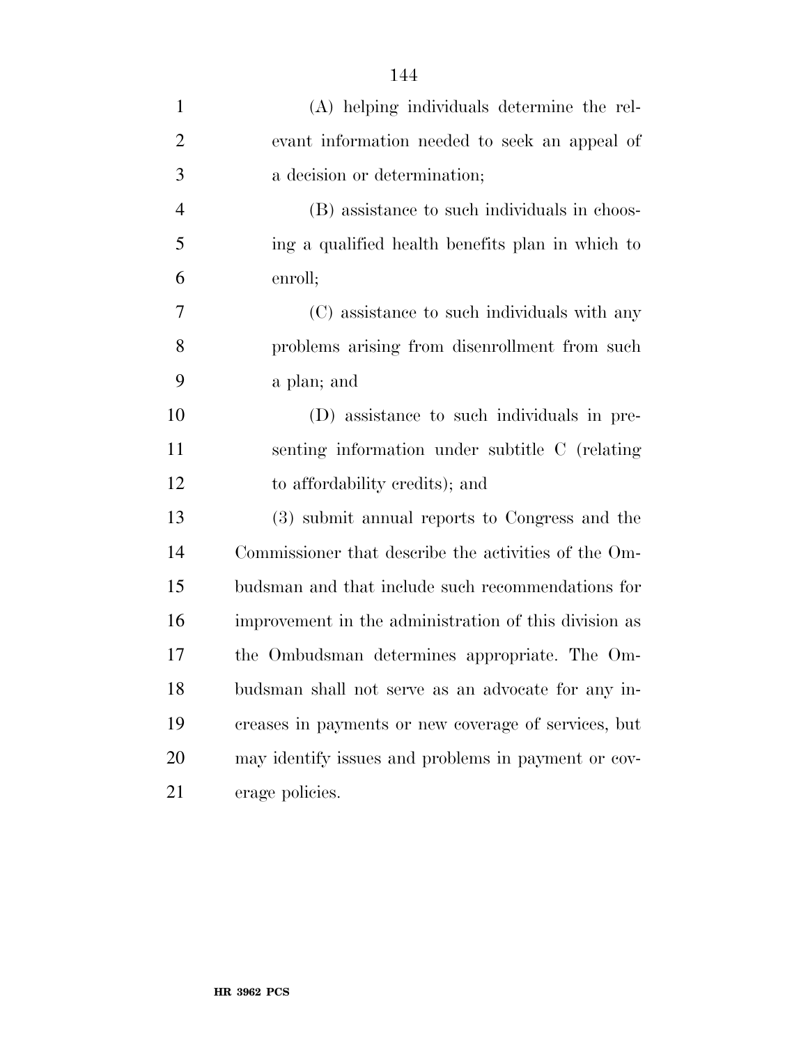(A) helping individuals determine the relevant information needed to seek an appeal of a decision or determination;

(B) assistance to such individuals in choosing a qualified health benefits plan in which to enroll;

(C) assistance to such individuals with any problems arising from disenrollment from such a plan; and

(D) assistance to such individuals in presenting information under subtitle C (relating to affordability credits); and

(3) submit annual reports to Congress and the Commissioner that describe the activities of the Ombudsman and that include such recommendations for improvement in the administration of this division as the Ombudsman determines appropriate. The Ombudsman shall not serve as an advocate for any increases in payments or new coverage of services, but may identify issues and problems in payment or coverage policies.